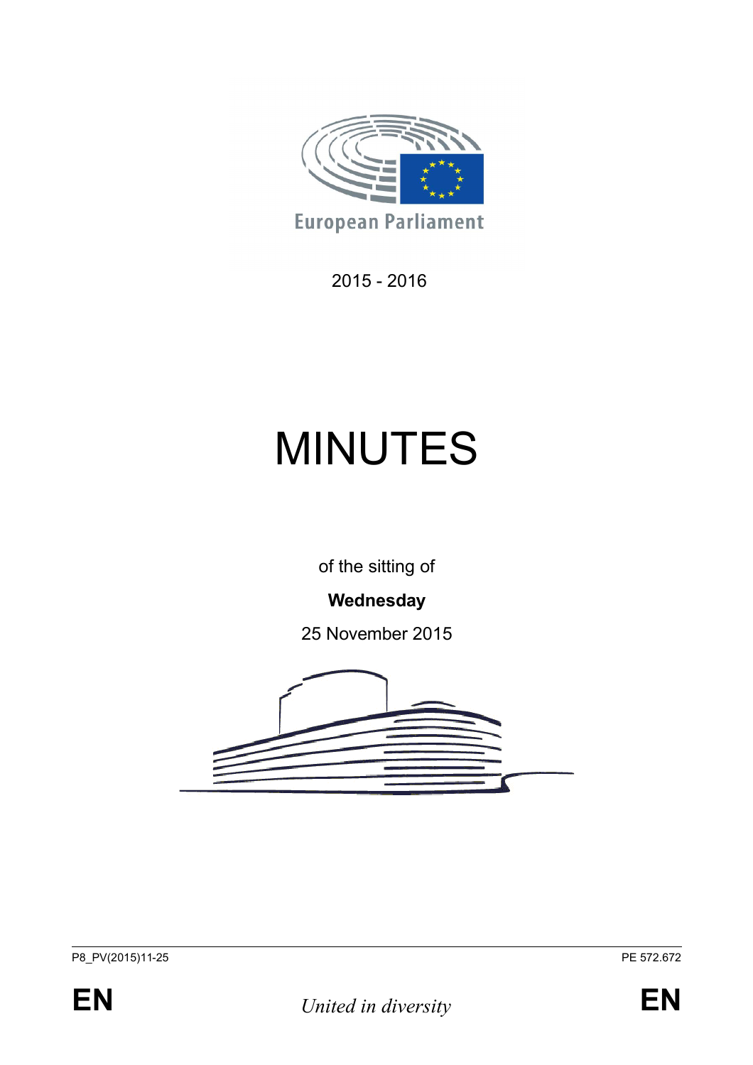European Parliament

2015 - 2016

# MINUTES

of the sitting of

**Wednesday**

25 November 2015

P8_PV(2015)11-25

PE 572.672

EN

*United in diversity*

EN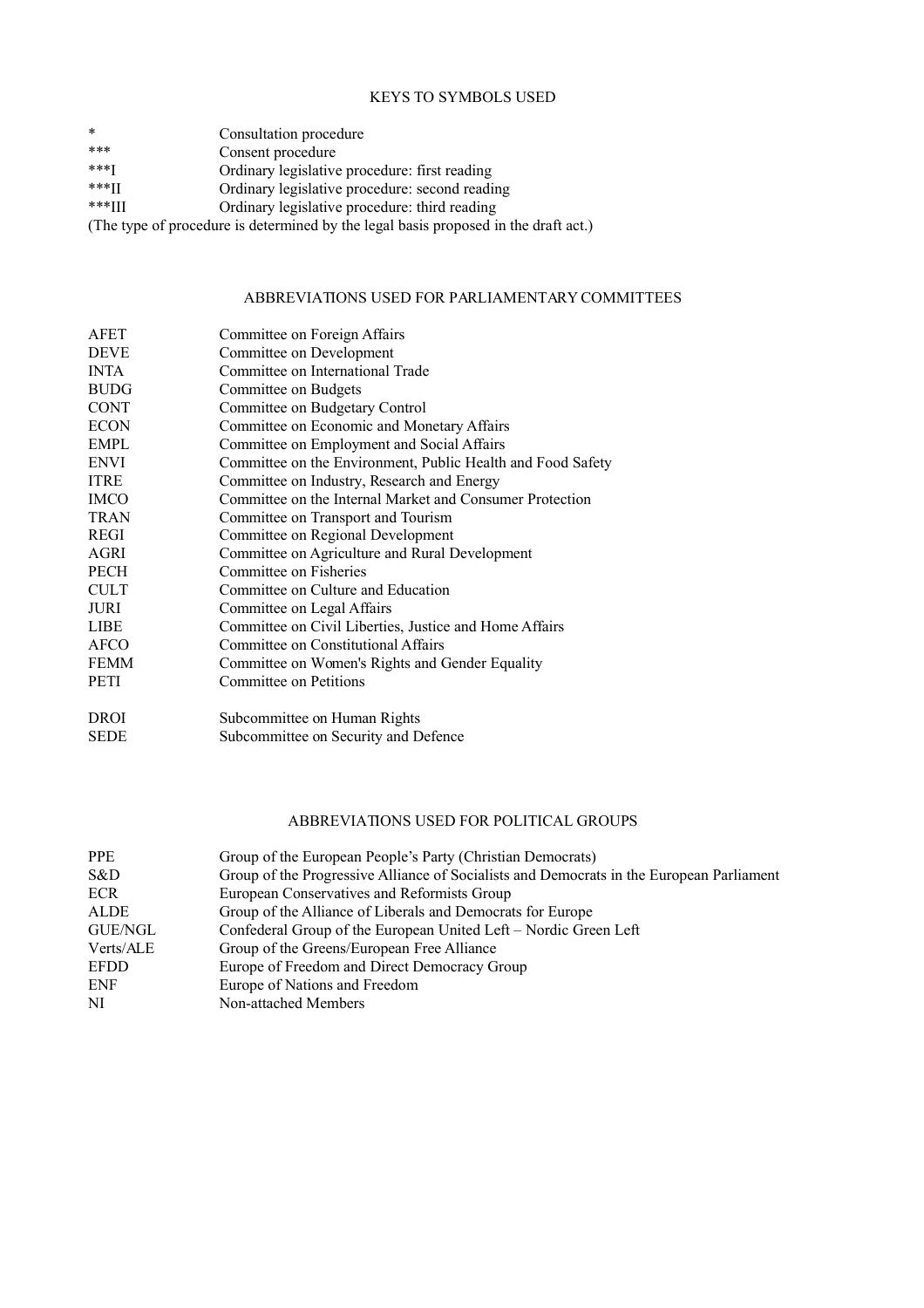## KEYS TO SYMBOLS USED

| | |
|---|---|
| * | Consultation procedure |
| *** | Consent procedure |
| ***I | Ordinary legislative procedure: first reading |
| ***II | Ordinary legislative procedure: second reading |
| ***III | Ordinary legislative procedure: third reading |

(The type of procedure is determined by the legal basis proposed in the draft act.)

## ABBREVIATIONS USED FOR PARLIAMENTARY COMMITTEES

| | |
|---|---|
| AFET | Committee on Foreign Affairs |
| DEVE | Committee on Development |
| INTA | Committee on International Trade |
| BUDG | Committee on Budgets |
| CONT | Committee on Budgetary Control |
| ECON | Committee on Economic and Monetary Affairs |
| EMPL | Committee on Employment and Social Affairs |
| ENVI | Committee on the Environment, Public Health and Food Safety |
| ITRE | Committee on Industry, Research and Energy |
| IMCO | Committee on the Internal Market and Consumer Protection |
| TRAN | Committee on Transport and Tourism |
| REGI | Committee on Regional Development |
| AGRI | Committee on Agriculture and Rural Development |
| PECH | Committee on Fisheries |
| CULT | Committee on Culture and Education |
| JURI | Committee on Legal Affairs |
| LIBE | Committee on Civil Liberties, Justice and Home Affairs |
| AFCO | Committee on Constitutional Affairs |
| FEMM | Committee on Women's Rights and Gender Equality |
| PETI | Committee on Petitions |
| DROI | Subcommittee on Human Rights |
| SEDE | Subcommittee on Security and Defence |

## ABBREVIATIONS USED FOR POLITICAL GROUPS

| | |
|---|---|
| PPE | Group of the European People's Party (Christian Democrats) |
| S&D | Group of the Progressive Alliance of Socialists and Democrats in the European Parliament |
| ECR | European Conservatives and Reformists Group |
| ALDE | Group of the Alliance of Liberals and Democrats for Europe |
| GUE/NGL | Confederal Group of the European United Left – Nordic Green Left |
| Verts/ALE | Group of the Greens/European Free Alliance |
| EFDD | Europe of Freedom and Direct Democracy Group |
| ENF | Europe of Nations and Freedom |
| NI | Non-attached Members |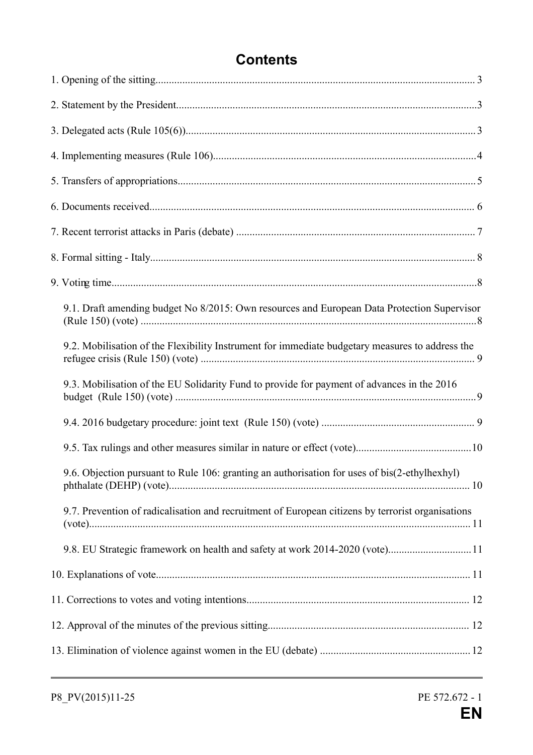# Contents

1. Opening of the sitting...................................................................................................................... 3

2. Statement by the President..............................................................................................................3

3. Delegated acts (Rule 105(6))...........................................................................................................3

4. Implementing measures (Rule 106).................................................................................................4

5. Transfers of appropriations..............................................................................................................5

6. Documents received........................................................................................................................ 6

7. Recent terrorist attacks in Paris (debate) ........................................................................................ 7

8. Formal sitting - Italy........................................................................................................................ 8

9. Voting time.......................................................................................................................................8

    9.1. Draft amending budget No 8/2015: Own resources and European Data Protection Supervisor (Rule 150) (vote) ............................................................................................................................8

    9.2. Mobilisation of the Flexibility Instrument for immediate budgetary measures to address the refugee crisis (Rule 150) (vote) ..................................................................................................... 9

    9.3. Mobilisation of the EU Solidarity Fund to provide for payment of advances in the 2016 budget (Rule 150) (vote) ...............................................................................................................9

    9.4. 2016 budgetary procedure: joint text (Rule 150) (vote) ......................................................... 9

    9.5. Tax rulings and other measures similar in nature or effect (vote)...........................................10

    9.6. Objection pursuant to Rule 106: granting an authorisation for uses of bis(2-ethylhexyl) phthalate (DEHP) (vote)............................................................................................................... 10

    9.7. Prevention of radicalisation and recruitment of European citizens by terrorist organisations (vote)............................................................................................................................................. 11

    9.8. EU Strategic framework on health and safety at work 2014-2020 (vote)...............................11

10. Explanations of vote.................................................................................................................... 11

11. Corrections to votes and voting intentions.................................................................................. 12

12. Approval of the minutes of the previous sitting.......................................................................... 12

13. Elimination of violence against women in the EU (debate) ....................................................... 12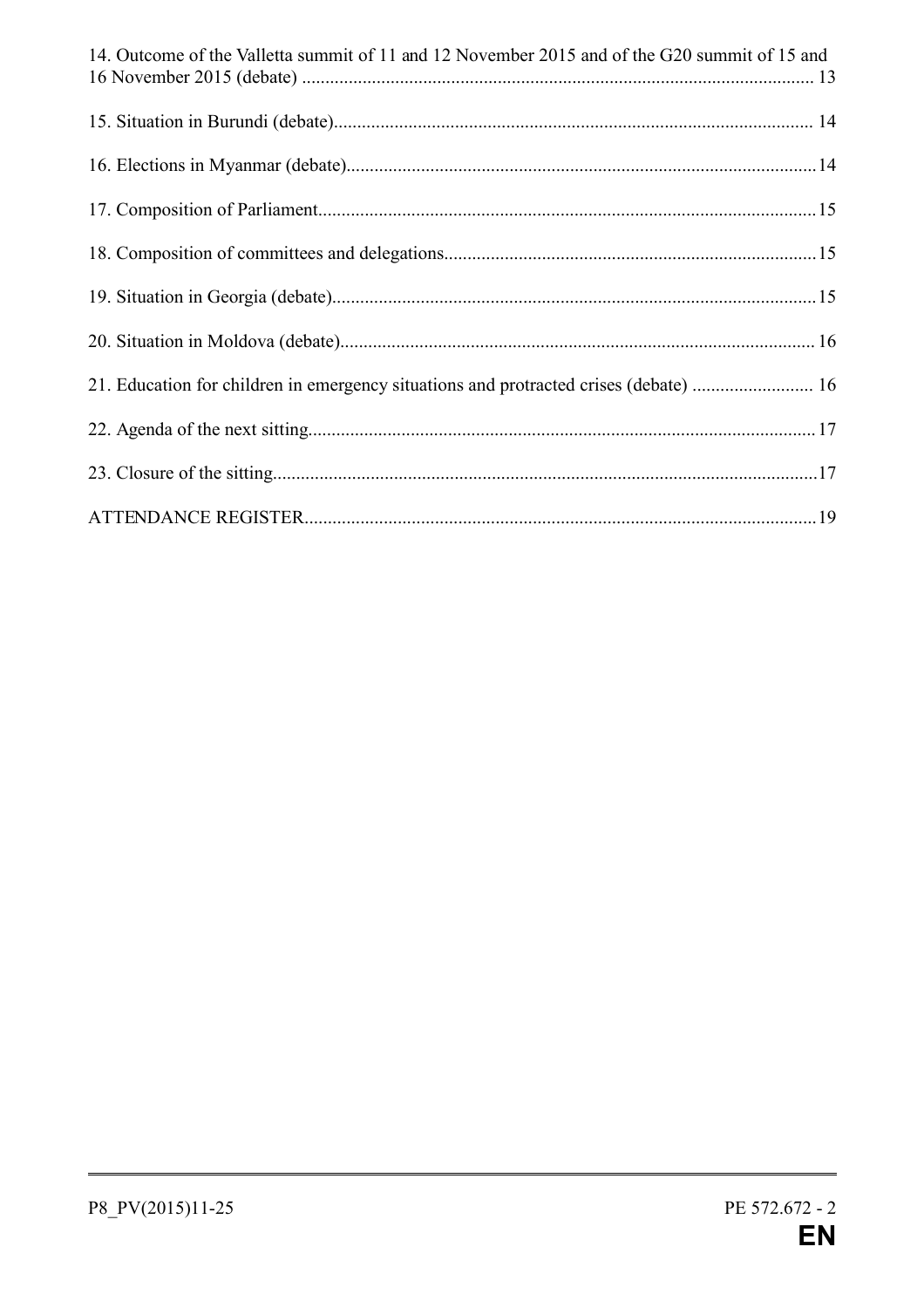14. Outcome of the Valletta summit of 11 and 12 November 2015 and of the G20 summit of 15 and 16 November 2015 (debate) ............................................................................................................ 13

15. Situation in Burundi (debate)..................................................................................................... 14

16. Elections in Myanmar (debate)...................................................................................................14

17. Composition of Parliament.........................................................................................................15

18. Composition of committees and delegations..............................................................................15

19. Situation in Georgia (debate)......................................................................................................15

20. Situation in Moldova (debate).................................................................................................... 16

21. Education for children in emergency situations and protracted crises (debate) ......................... 16

22. Agenda of the next sitting...........................................................................................................17

23. Closure of the sitting...................................................................................................................17

ATTENDANCE REGISTER............................................................................................................19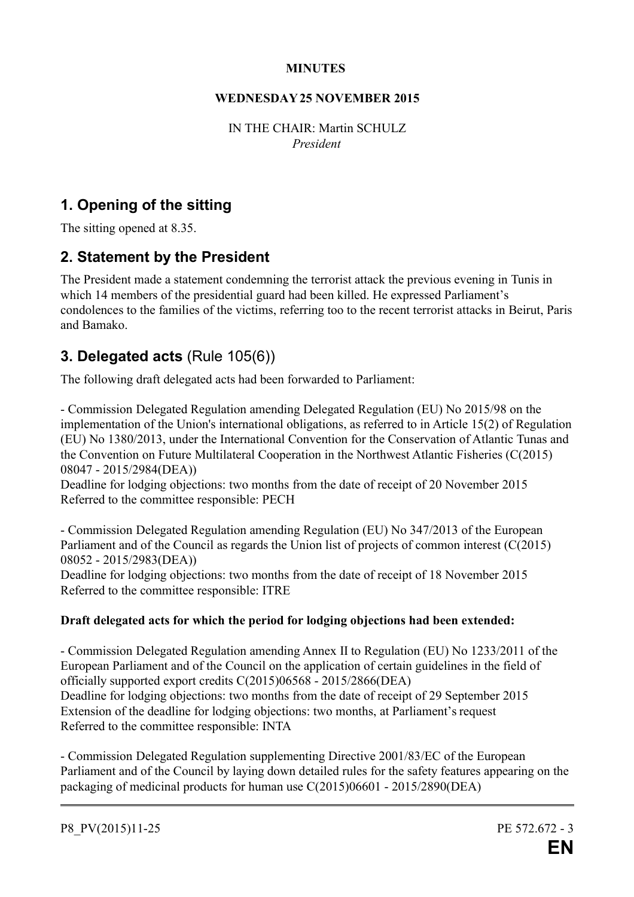**MINUTES**

**WEDNESDAY 25 NOVEMBER 2015**

IN THE CHAIR: Martin SCHULZ
*President*

## 1. Opening of the sitting

The sitting opened at 8.35.

## 2. Statement by the President

The President made a statement condemning the terrorist attack the previous evening in Tunis in which 14 members of the presidential guard had been killed. He expressed Parliament's condolences to the families of the victims, referring too to the recent terrorist attacks in Beirut, Paris and Bamako.

## 3. Delegated acts (Rule 105(6))

The following draft delegated acts had been forwarded to Parliament:

- Commission Delegated Regulation amending Delegated Regulation (EU) No 2015/98 on the implementation of the Union's international obligations, as referred to in Article 15(2) of Regulation (EU) No 1380/2013, under the International Convention for the Conservation of Atlantic Tunas and the Convention on Future Multilateral Cooperation in the Northwest Atlantic Fisheries (C(2015) 08047 - 2015/2984(DEA))
Deadline for lodging objections: two months from the date of receipt of 20 November 2015
Referred to the committee responsible: PECH

- Commission Delegated Regulation amending Regulation (EU) No 347/2013 of the European Parliament and of the Council as regards the Union list of projects of common interest (C(2015) 08052 - 2015/2983(DEA))
Deadline for lodging objections: two months from the date of receipt of 18 November 2015
Referred to the committee responsible: ITRE

**Draft delegated acts for which the period for lodging objections had been extended:**

- Commission Delegated Regulation amending Annex II to Regulation (EU) No 1233/2011 of the European Parliament and of the Council on the application of certain guidelines in the field of officially supported export credits C(2015)06568 - 2015/2866(DEA)
Deadline for lodging objections: two months from the date of receipt of 29 September 2015
Extension of the deadline for lodging objections: two months, at Parliament's request
Referred to the committee responsible: INTA

- Commission Delegated Regulation supplementing Directive 2001/83/EC of the European Parliament and of the Council by laying down detailed rules for the safety features appearing on the packaging of medicinal products for human use C(2015)06601 - 2015/2890(DEA)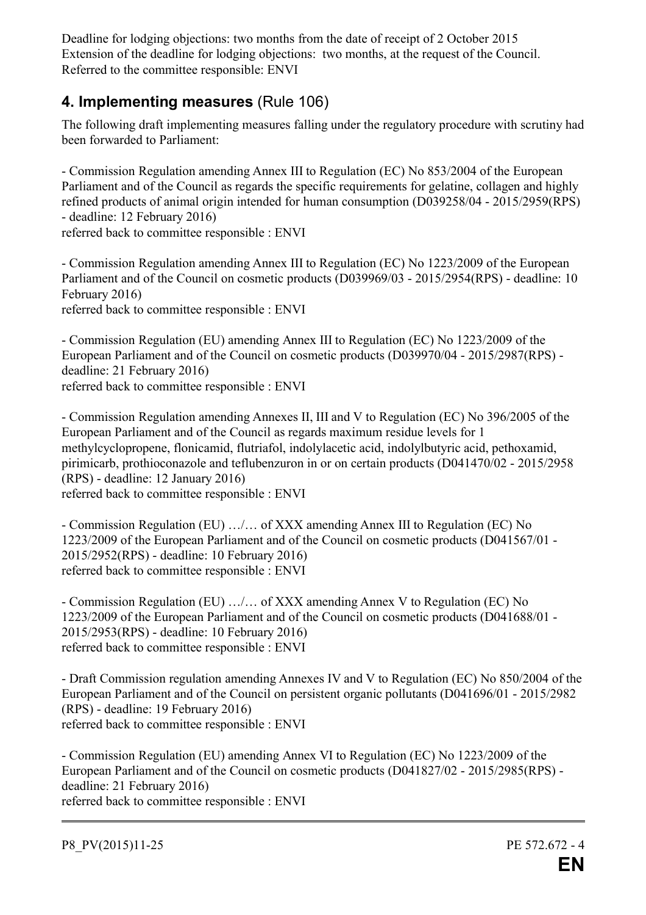Deadline for lodging objections: two months from the date of receipt of 2 October 2015
Extension of the deadline for lodging objections: two months, at the request of the Council.
Referred to the committee responsible: ENVI

## 4. Implementing measures (Rule 106)

The following draft implementing measures falling under the regulatory procedure with scrutiny had been forwarded to Parliament:

- Commission Regulation amending Annex III to Regulation (EC) No 853/2004 of the European Parliament and of the Council as regards the specific requirements for gelatine, collagen and highly refined products of animal origin intended for human consumption (D039258/04 - 2015/2959(RPS) - deadline: 12 February 2016)
referred back to committee responsible : ENVI

- Commission Regulation amending Annex III to Regulation (EC) No 1223/2009 of the European Parliament and of the Council on cosmetic products (D039969/03 - 2015/2954(RPS) - deadline: 10 February 2016)
referred back to committee responsible : ENVI

- Commission Regulation (EU) amending Annex III to Regulation (EC) No 1223/2009 of the European Parliament and of the Council on cosmetic products (D039970/04 - 2015/2987(RPS) - deadline: 21 February 2016)
referred back to committee responsible : ENVI

- Commission Regulation amending Annexes II, III and V to Regulation (EC) No 396/2005 of the European Parliament and of the Council as regards maximum residue levels for 1 methylcyclopropene, flonicamid, flutriafol, indolylacetic acid, indolylbutyric acid, pethoxamid, pirimicarb, prothioconazole and teflubenzuron in or on certain products (D041470/02 - 2015/2958 (RPS) - deadline: 12 January 2016)
referred back to committee responsible : ENVI

- Commission Regulation (EU) …/… of XXX amending Annex III to Regulation (EC) No 1223/2009 of the European Parliament and of the Council on cosmetic products (D041567/01 - 2015/2952(RPS) - deadline: 10 February 2016)
referred back to committee responsible : ENVI

- Commission Regulation (EU) …/… of XXX amending Annex V to Regulation (EC) No 1223/2009 of the European Parliament and of the Council on cosmetic products (D041688/01 - 2015/2953(RPS) - deadline: 10 February 2016)
referred back to committee responsible : ENVI

- Draft Commission regulation amending Annexes IV and V to Regulation (EC) No 850/2004 of the European Parliament and of the Council on persistent organic pollutants (D041696/01 - 2015/2982 (RPS) - deadline: 19 February 2016)
referred back to committee responsible : ENVI

- Commission Regulation (EU) amending Annex VI to Regulation (EC) No 1223/2009 of the European Parliament and of the Council on cosmetic products (D041827/02 - 2015/2985(RPS) - deadline: 21 February 2016)
referred back to committee responsible : ENVI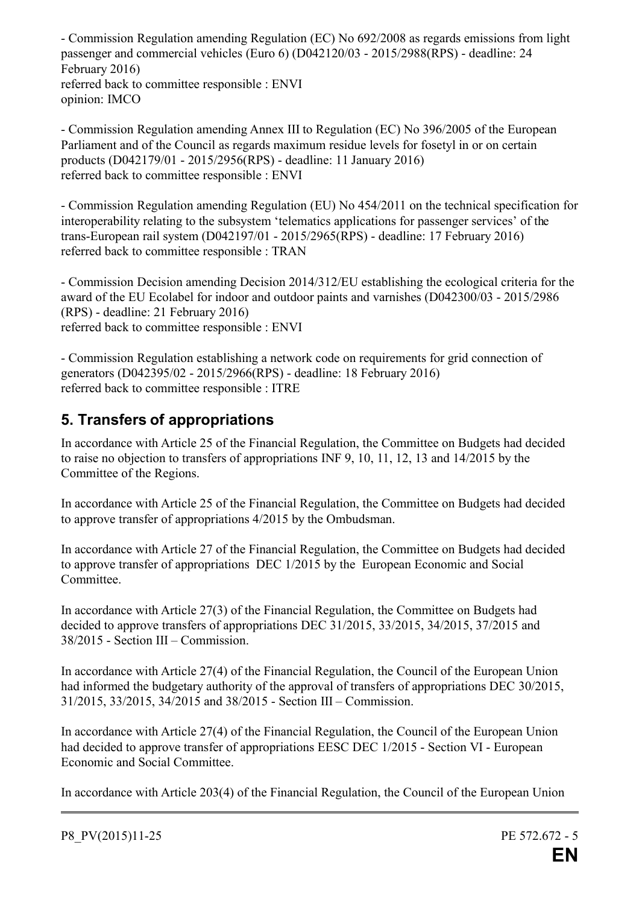- Commission Regulation amending Regulation (EC) No 692/2008 as regards emissions from light passenger and commercial vehicles (Euro 6) (D042120/03 - 2015/2988(RPS) - deadline: 24 February 2016)
referred back to committee responsible : ENVI
opinion: IMCO

- Commission Regulation amending Annex III to Regulation (EC) No 396/2005 of the European Parliament and of the Council as regards maximum residue levels for fosetyl in or on certain products (D042179/01 - 2015/2956(RPS) - deadline: 11 January 2016)
referred back to committee responsible : ENVI

- Commission Regulation amending Regulation (EU) No 454/2011 on the technical specification for interoperability relating to the subsystem 'telematics applications for passenger services' of the trans-European rail system (D042197/01 - 2015/2965(RPS) - deadline: 17 February 2016)
referred back to committee responsible : TRAN

- Commission Decision amending Decision 2014/312/EU establishing the ecological criteria for the award of the EU Ecolabel for indoor and outdoor paints and varnishes (D042300/03 - 2015/2986 (RPS) - deadline: 21 February 2016)
referred back to committee responsible : ENVI

- Commission Regulation establishing a network code on requirements for grid connection of generators (D042395/02 - 2015/2966(RPS) - deadline: 18 February 2016)
referred back to committee responsible : ITRE

## 5. Transfers of appropriations

In accordance with Article 25 of the Financial Regulation, the Committee on Budgets had decided to raise no objection to transfers of appropriations INF 9, 10, 11, 12, 13 and 14/2015 by the Committee of the Regions.

In accordance with Article 25 of the Financial Regulation, the Committee on Budgets had decided to approve transfer of appropriations 4/2015 by the Ombudsman.

In accordance with Article 27 of the Financial Regulation, the Committee on Budgets had decided to approve transfer of appropriations DEC 1/2015 by the European Economic and Social Committee.

In accordance with Article 27(3) of the Financial Regulation, the Committee on Budgets had decided to approve transfers of appropriations DEC 31/2015, 33/2015, 34/2015, 37/2015 and 38/2015 - Section III – Commission.

In accordance with Article 27(4) of the Financial Regulation, the Council of the European Union had informed the budgetary authority of the approval of transfers of appropriations DEC 30/2015, 31/2015, 33/2015, 34/2015 and 38/2015 - Section III – Commission.

In accordance with Article 27(4) of the Financial Regulation, the Council of the European Union had decided to approve transfer of appropriations EESC DEC 1/2015 - Section VI - European Economic and Social Committee.

In accordance with Article 203(4) of the Financial Regulation, the Council of the European Union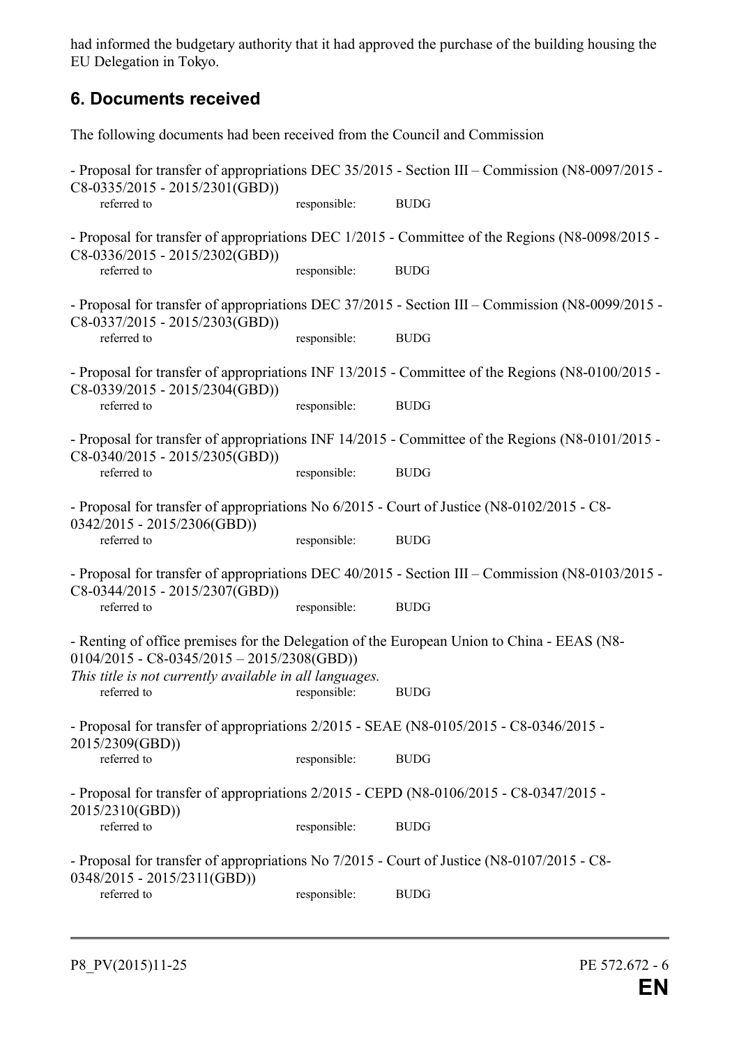had informed the budgetary authority that it had approved the purchase of the building housing the EU Delegation in Tokyo.

## 6. Documents received

The following documents had been received from the Council and Commission

- Proposal for transfer of appropriations DEC 35/2015 - Section III – Commission (N8-0097/2015 - C8-0335/2015 - 2015/2301(GBD))
  referred to responsible: BUDG

- Proposal for transfer of appropriations DEC 1/2015 - Committee of the Regions (N8-0098/2015 - C8-0336/2015 - 2015/2302(GBD))
  referred to responsible: BUDG

- Proposal for transfer of appropriations DEC 37/2015 - Section III – Commission (N8-0099/2015 - C8-0337/2015 - 2015/2303(GBD))
  referred to responsible: BUDG

- Proposal for transfer of appropriations INF 13/2015 - Committee of the Regions (N8-0100/2015 - C8-0339/2015 - 2015/2304(GBD))
  referred to responsible: BUDG

- Proposal for transfer of appropriations INF 14/2015 - Committee of the Regions (N8-0101/2015 - C8-0340/2015 - 2015/2305(GBD))
  referred to responsible: BUDG

- Proposal for transfer of appropriations No 6/2015 - Court of Justice (N8-0102/2015 - C8-0342/2015 - 2015/2306(GBD))
  referred to responsible: BUDG

- Proposal for transfer of appropriations DEC 40/2015 - Section III – Commission (N8-0103/2015 - C8-0344/2015 - 2015/2307(GBD))
  referred to responsible: BUDG

- Renting of office premises for the Delegation of the European Union to China - EEAS (N8-0104/2015 - C8-0345/2015 – 2015/2308(GBD))
  *This title is not currently available in all languages.*
  referred to responsible: BUDG

- Proposal for transfer of appropriations 2/2015 - SEAE (N8-0105/2015 - C8-0346/2015 - 2015/2309(GBD))
  referred to responsible: BUDG

- Proposal for transfer of appropriations 2/2015 - CEPD (N8-0106/2015 - C8-0347/2015 - 2015/2310(GBD))
  referred to responsible: BUDG

- Proposal for transfer of appropriations No 7/2015 - Court of Justice (N8-0107/2015 - C8-0348/2015 - 2015/2311(GBD))
  referred to responsible: BUDG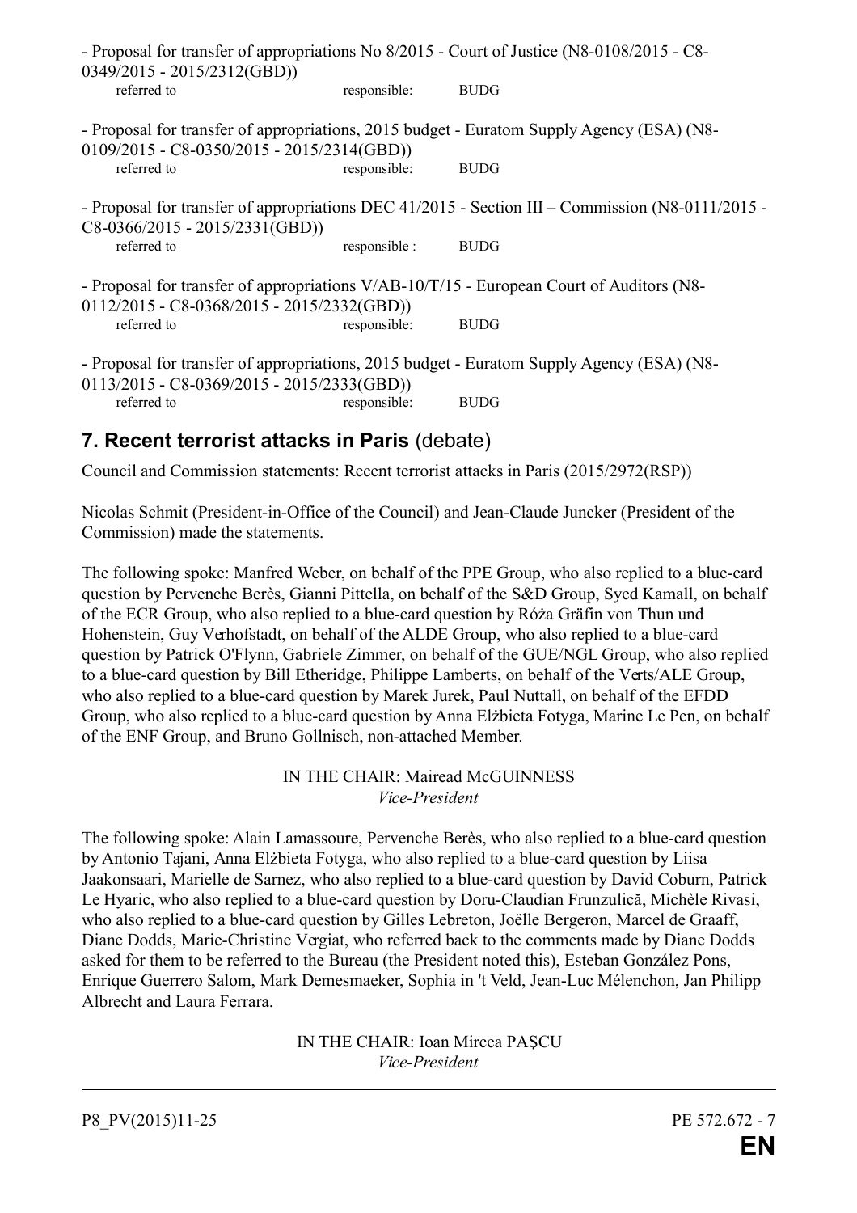- Proposal for transfer of appropriations No 8/2015 - Court of Justice (N8-0108/2015 - C8-0349/2015 - 2015/2312(GBD))

referred to responsible: BUDG

- Proposal for transfer of appropriations, 2015 budget - Euratom Supply Agency (ESA) (N8-0109/2015 - C8-0350/2015 - 2015/2314(GBD))

referred to responsible: BUDG

- Proposal for transfer of appropriations DEC 41/2015 - Section III – Commission (N8-0111/2015 - C8-0366/2015 - 2015/2331(GBD))

referred to responsible : BUDG

- Proposal for transfer of appropriations V/AB-10/T/15 - European Court of Auditors (N8-0112/2015 - C8-0368/2015 - 2015/2332(GBD))

referred to responsible: BUDG

- Proposal for transfer of appropriations, 2015 budget - Euratom Supply Agency (ESA) (N8-0113/2015 - C8-0369/2015 - 2015/2333(GBD))

referred to responsible: BUDG

## 7. Recent terrorist attacks in Paris (debate)

Council and Commission statements: Recent terrorist attacks in Paris (2015/2972(RSP))

Nicolas Schmit (President-in-Office of the Council) and Jean-Claude Juncker (President of the Commission) made the statements.

The following spoke: Manfred Weber, on behalf of the PPE Group, who also replied to a blue-card question by Pervenche Berès, Gianni Pittella, on behalf of the S&D Group, Syed Kamall, on behalf of the ECR Group, who also replied to a blue-card question by Róża Gräfin von Thun und Hohenstein, Guy Verhofstadt, on behalf of the ALDE Group, who also replied to a blue-card question by Patrick O'Flynn, Gabriele Zimmer, on behalf of the GUE/NGL Group, who also replied to a blue-card question by Bill Etheridge, Philippe Lamberts, on behalf of the Verts/ALE Group, who also replied to a blue-card question by Marek Jurek, Paul Nuttall, on behalf of the EFDD Group, who also replied to a blue-card question by Anna Elżbieta Fotyga, Marine Le Pen, on behalf of the ENF Group, and Bruno Gollnisch, non-attached Member.

IN THE CHAIR: Mairead McGUINNESS
*Vice-President*

The following spoke: Alain Lamassoure, Pervenche Berès, who also replied to a blue-card question by Antonio Tajani, Anna Elżbieta Fotyga, who also replied to a blue-card question by Liisa Jaakonsaari, Marielle de Sarnez, who also replied to a blue-card question by David Coburn, Patrick Le Hyaric, who also replied to a blue-card question by Doru-Claudian Frunzulică, Michèle Rivasi, who also replied to a blue-card question by Gilles Lebreton, Joëlle Bergeron, Marcel de Graaff, Diane Dodds, Marie-Christine Vergiat, who referred back to the comments made by Diane Dodds asked for them to be referred to the Bureau (the President noted this), Esteban González Pons, Enrique Guerrero Salom, Mark Demesmaeker, Sophia in 't Veld, Jean-Luc Mélenchon, Jan Philipp Albrecht and Laura Ferrara.

IN THE CHAIR: Ioan Mircea PAȘCU
*Vice-President*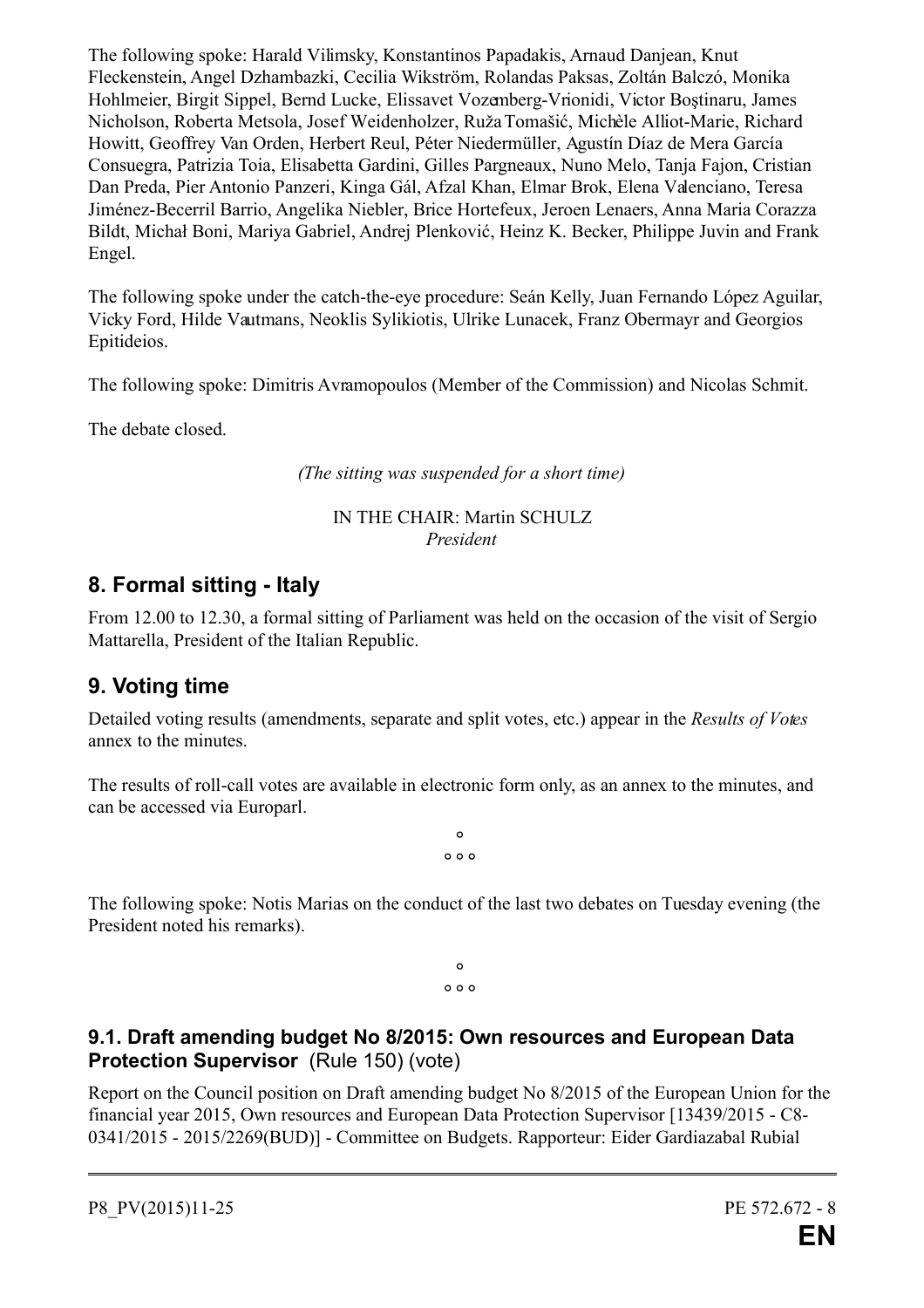The following spoke: Harald Vilimsky, Konstantinos Papadakis, Arnaud Danjean, Knut Fleckenstein, Angel Dzhambazki, Cecilia Wikström, Rolandas Paksas, Zoltán Balczó, Monika Hohlmeier, Birgit Sippel, Bernd Lucke, Elissavet Vozemberg-Vrionidi, Victor Boştinaru, James Nicholson, Roberta Metsola, Josef Weidenholzer, Ruža Tomašić, Michèle Alliot-Marie, Richard Howitt, Geoffrey Van Orden, Herbert Reul, Péter Niedermüller, Agustín Díaz de Mera García Consuegra, Patrizia Toia, Elisabetta Gardini, Gilles Pargneaux, Nuno Melo, Tanja Fajon, Cristian Dan Preda, Pier Antonio Panzeri, Kinga Gál, Afzal Khan, Elmar Brok, Elena Valenciano, Teresa Jiménez-Becerril Barrio, Angelika Niebler, Brice Hortefeux, Jeroen Lenaers, Anna Maria Corazza Bildt, Michał Boni, Mariya Gabriel, Andrej Plenković, Heinz K. Becker, Philippe Juvin and Frank Engel.

The following spoke under the catch-the-eye procedure: Seán Kelly, Juan Fernando López Aguilar, Vicky Ford, Hilde Vautmans, Neoklis Sylikiotis, Ulrike Lunacek, Franz Obermayr and Georgios Epitideios.

The following spoke: Dimitris Avramopoulos (Member of the Commission) and Nicolas Schmit.

The debate closed.

*(The sitting was suspended for a short time)*

IN THE CHAIR: Martin SCHULZ
*President*

## 8. Formal sitting - Italy

From 12.00 to 12.30, a formal sitting of Parliament was held on the occasion of the visit of Sergio Mattarella, President of the Italian Republic.

## 9. Voting time

Detailed voting results (amendments, separate and split votes, etc.) appear in the *Results of Votes* annex to the minutes.

The results of roll-call votes are available in electronic form only, as an annex to the minutes, and can be accessed via Europarl.

°
° ° °

The following spoke: Notis Marias on the conduct of the last two debates on Tuesday evening (the President noted his remarks).

°
° ° °

### 9.1. Draft amending budget No 8/2015: Own resources and European Data Protection Supervisor (Rule 150) (vote)

Report on the Council position on Draft amending budget No 8/2015 of the European Union for the financial year 2015, Own resources and European Data Protection Supervisor [13439/2015 - C8-0341/2015 - 2015/2269(BUD)] - Committee on Budgets. Rapporteur: Eider Gardiazabal Rubial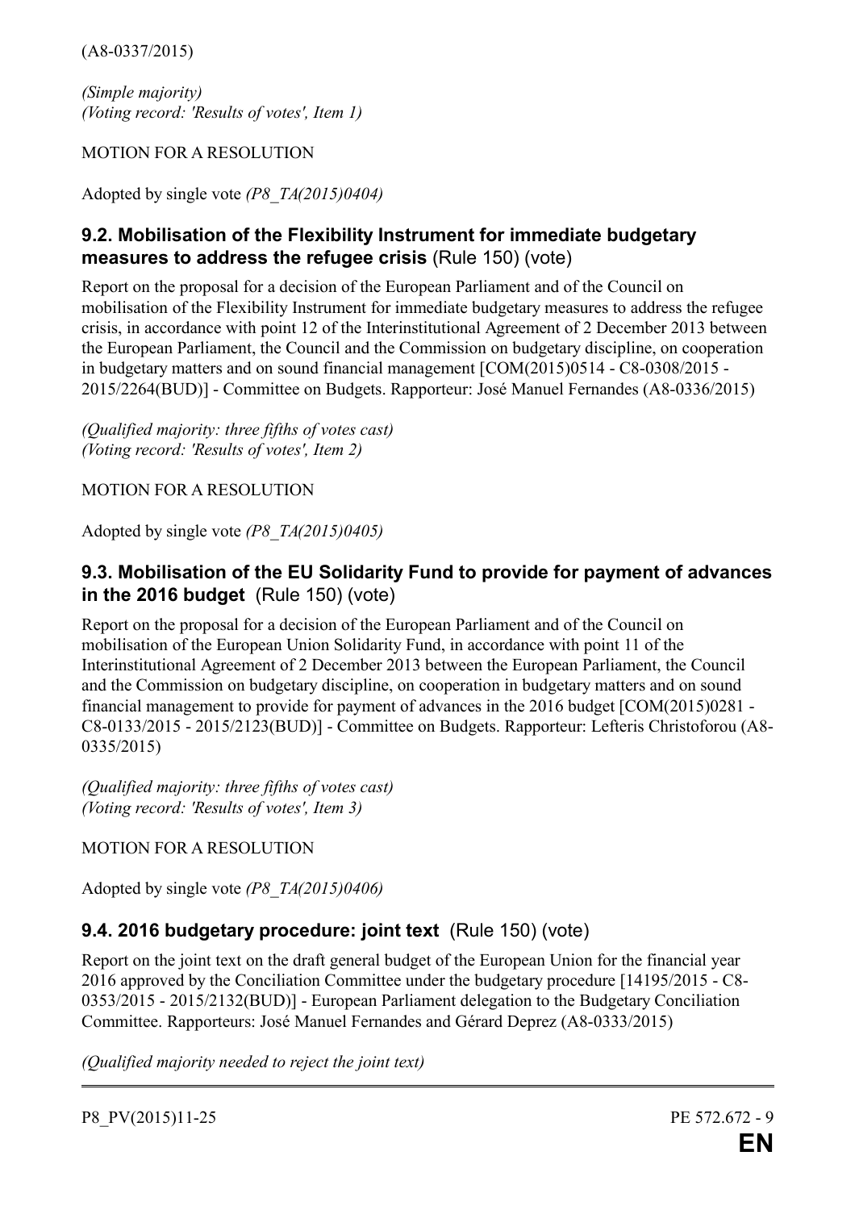(A8-0337/2015)

*(Simple majority)*
*(Voting record: 'Results of votes', Item 1)*

MOTION FOR A RESOLUTION

Adopted by single vote *(P8_TA(2015)0404)*

### 9.2. Mobilisation of the Flexibility Instrument for immediate budgetary measures to address the refugee crisis (Rule 150) (vote)

Report on the proposal for a decision of the European Parliament and of the Council on mobilisation of the Flexibility Instrument for immediate budgetary measures to address the refugee crisis, in accordance with point 12 of the Interinstitutional Agreement of 2 December 2013 between the European Parliament, the Council and the Commission on budgetary discipline, on cooperation in budgetary matters and on sound financial management [COM(2015)0514 - C8-0308/2015 - 2015/2264(BUD)] - Committee on Budgets. Rapporteur: José Manuel Fernandes (A8-0336/2015)

*(Qualified majority: three fifths of votes cast)*
*(Voting record: 'Results of votes', Item 2)*

MOTION FOR A RESOLUTION

Adopted by single vote *(P8_TA(2015)0405)*

### 9.3. Mobilisation of the EU Solidarity Fund to provide for payment of advances in the 2016 budget (Rule 150) (vote)

Report on the proposal for a decision of the European Parliament and of the Council on mobilisation of the European Union Solidarity Fund, in accordance with point 11 of the Interinstitutional Agreement of 2 December 2013 between the European Parliament, the Council and the Commission on budgetary discipline, on cooperation in budgetary matters and on sound financial management to provide for payment of advances in the 2016 budget [COM(2015)0281 - C8-0133/2015 - 2015/2123(BUD)] - Committee on Budgets. Rapporteur: Lefteris Christoforou (A8-0335/2015)

*(Qualified majority: three fifths of votes cast)*
*(Voting record: 'Results of votes', Item 3)*

MOTION FOR A RESOLUTION

Adopted by single vote *(P8_TA(2015)0406)*

### 9.4. 2016 budgetary procedure: joint text (Rule 150) (vote)

Report on the joint text on the draft general budget of the European Union for the financial year 2016 approved by the Conciliation Committee under the budgetary procedure [14195/2015 - C8-0353/2015 - 2015/2132(BUD)] - European Parliament delegation to the Budgetary Conciliation Committee. Rapporteurs: José Manuel Fernandes and Gérard Deprez (A8-0333/2015)

*(Qualified majority needed to reject the joint text)*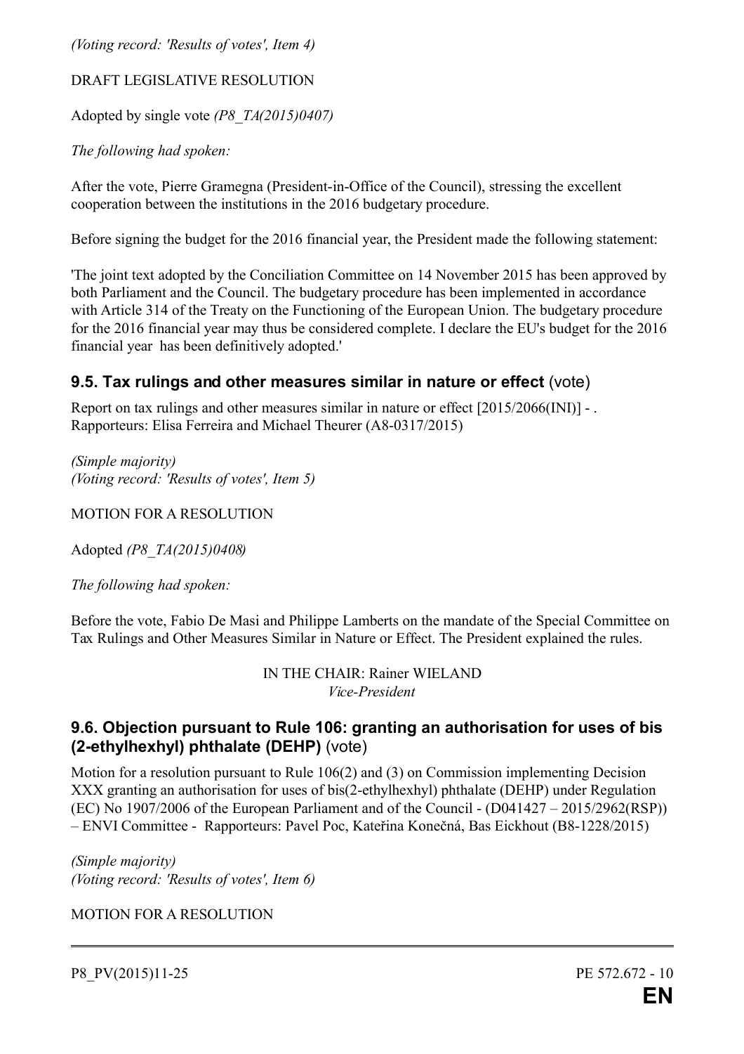*(Voting record: 'Results of votes', Item 4)*

DRAFT LEGISLATIVE RESOLUTION

Adopted by single vote *(P8_TA(2015)0407)*

*The following had spoken:*

After the vote, Pierre Gramegna (President-in-Office of the Council), stressing the excellent cooperation between the institutions in the 2016 budgetary procedure.

Before signing the budget for the 2016 financial year, the President made the following statement:

'The joint text adopted by the Conciliation Committee on 14 November 2015 has been approved by both Parliament and the Council. The budgetary procedure has been implemented in accordance with Article 314 of the Treaty on the Functioning of the European Union. The budgetary procedure for the 2016 financial year may thus be considered complete. I declare the EU's budget for the 2016 financial year has been definitively adopted.'

## 9.5. Tax rulings and other measures similar in nature or effect (vote)

Report on tax rulings and other measures similar in nature or effect [2015/2066(INI)] - . Rapporteurs: Elisa Ferreira and Michael Theurer (A8-0317/2015)

*(Simple majority)*
*(Voting record: 'Results of votes', Item 5)*

MOTION FOR A RESOLUTION

Adopted *(P8_TA(2015)0408)*

*The following had spoken:*

Before the vote, Fabio De Masi and Philippe Lamberts on the mandate of the Special Committee on Tax Rulings and Other Measures Similar in Nature or Effect. The President explained the rules.

IN THE CHAIR: Rainer WIELAND
*Vice-President*

## 9.6. Objection pursuant to Rule 106: granting an authorisation for uses of bis (2-ethylhexyl) phthalate (DEHP) (vote)

Motion for a resolution pursuant to Rule 106(2) and (3) on Commission implementing Decision XXX granting an authorisation for uses of bis(2-ethylhexyl) phthalate (DEHP) under Regulation (EC) No 1907/2006 of the European Parliament and of the Council - (D041427 – 2015/2962(RSP)) – ENVI Committee - Rapporteurs: Pavel Poc, Kateřina Konečná, Bas Eickhout (B8-1228/2015)

*(Simple majority)*
*(Voting record: 'Results of votes', Item 6)*

MOTION FOR A RESOLUTION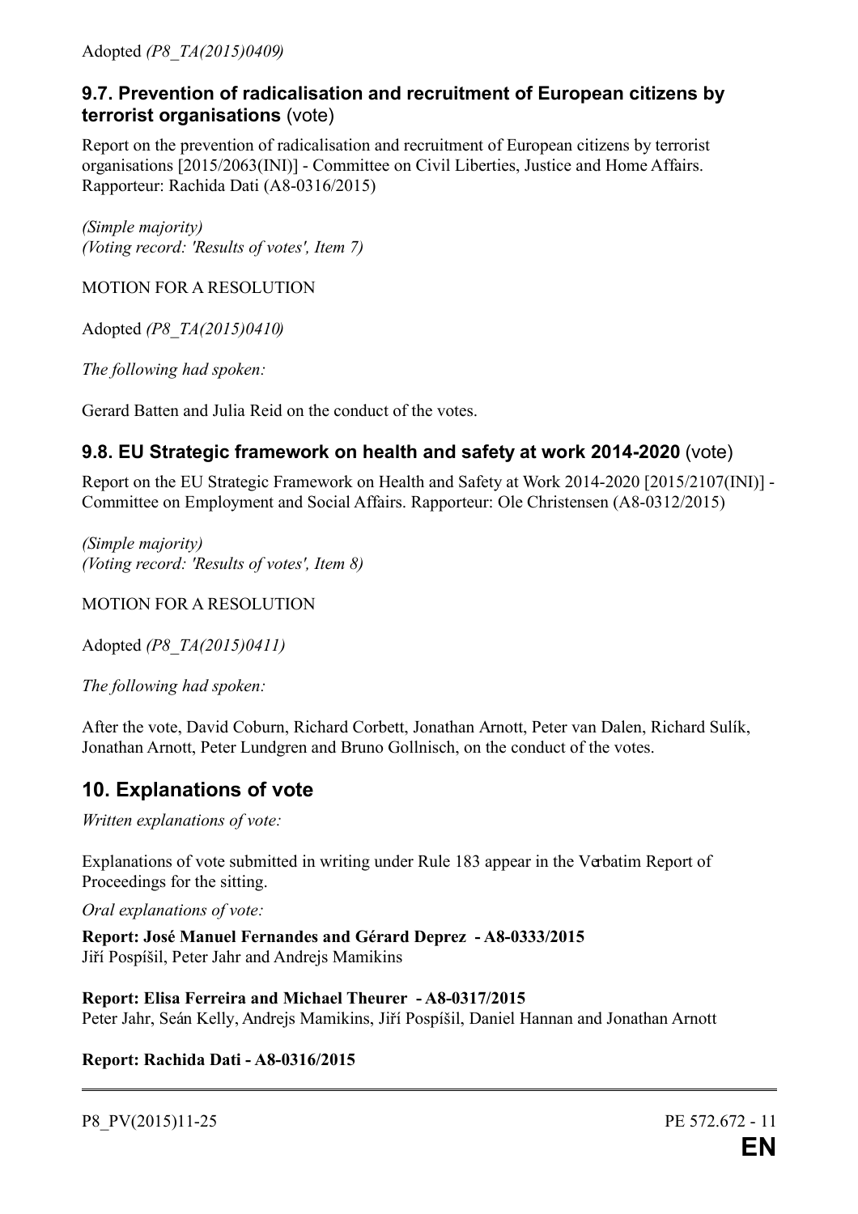Adopted *(P8_TA(2015)0409)*

### 9.7. Prevention of radicalisation and recruitment of European citizens by terrorist organisations (vote)

Report on the prevention of radicalisation and recruitment of European citizens by terrorist organisations [2015/2063(INI)] - Committee on Civil Liberties, Justice and Home Affairs. Rapporteur: Rachida Dati (A8-0316/2015)

*(Simple majority)*
*(Voting record: 'Results of votes', Item 7)*

MOTION FOR A RESOLUTION

Adopted *(P8_TA(2015)0410)*

*The following had spoken:*

Gerard Batten and Julia Reid on the conduct of the votes.

### 9.8. EU Strategic framework on health and safety at work 2014-2020 (vote)

Report on the EU Strategic Framework on Health and Safety at Work 2014-2020 [2015/2107(INI)] - Committee on Employment and Social Affairs. Rapporteur: Ole Christensen (A8-0312/2015)

*(Simple majority)*
*(Voting record: 'Results of votes', Item 8)*

MOTION FOR A RESOLUTION

Adopted *(P8_TA(2015)0411)*

*The following had spoken:*

After the vote, David Coburn, Richard Corbett, Jonathan Arnott, Peter van Dalen, Richard Sulík, Jonathan Arnott, Peter Lundgren and Bruno Gollnisch, on the conduct of the votes.

## 10. Explanations of vote

*Written explanations of vote:*

Explanations of vote submitted in writing under Rule 183 appear in the Verbatim Report of Proceedings for the sitting.

*Oral explanations of vote:*

**Report: José Manuel Fernandes and Gérard Deprez - A8-0333/2015**
Jiří Pospíšil, Peter Jahr and Andrejs Mamikins

**Report: Elisa Ferreira and Michael Theurer - A8-0317/2015**
Peter Jahr, Seán Kelly, Andrejs Mamikins, Jiří Pospíšil, Daniel Hannan and Jonathan Arnott

**Report: Rachida Dati - A8-0316/2015**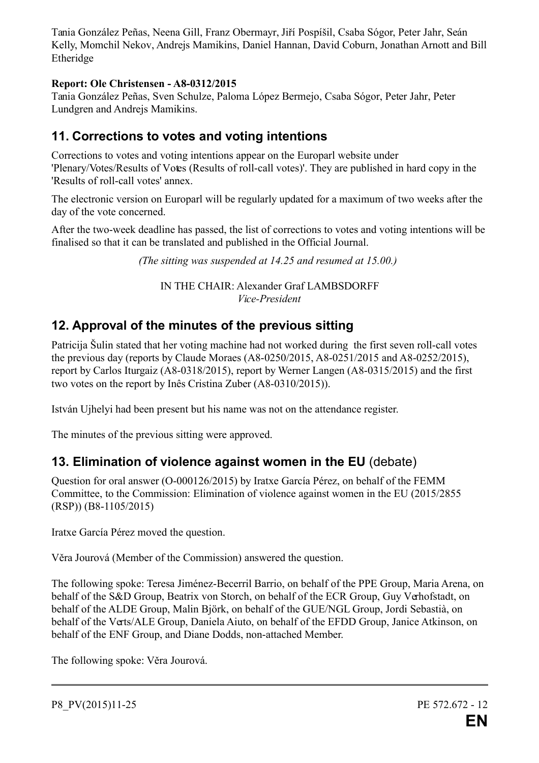Tania González Peñas, Neena Gill, Franz Obermayr, Jiří Pospíšil, Csaba Sógor, Peter Jahr, Seán Kelly, Momchil Nekov, Andrejs Mamikins, Daniel Hannan, David Coburn, Jonathan Arnott and Bill Etheridge

**Report: Ole Christensen - A8-0312/2015**
Tania González Peñas, Sven Schulze, Paloma López Bermejo, Csaba Sógor, Peter Jahr, Peter Lundgren and Andrejs Mamikins.

## 11. Corrections to votes and voting intentions

Corrections to votes and voting intentions appear on the Europarl website under 'Plenary/Votes/Results of Votes (Results of roll-call votes)'. They are published in hard copy in the 'Results of roll-call votes' annex.

The electronic version on Europarl will be regularly updated for a maximum of two weeks after the day of the vote concerned.

After the two-week deadline has passed, the list of corrections to votes and voting intentions will be finalised so that it can be translated and published in the Official Journal.

*(The sitting was suspended at 14.25 and resumed at 15.00.)*

IN THE CHAIR: Alexander Graf LAMBSDORFF
*Vice-President*

## 12. Approval of the minutes of the previous sitting

Patricija Šulin stated that her voting machine had not worked during the first seven roll-call votes the previous day (reports by Claude Moraes (A8-0250/2015, A8-0251/2015 and A8-0252/2015), report by Carlos Iturgaiz (A8-0318/2015), report by Werner Langen (A8-0315/2015) and the first two votes on the report by Inês Cristina Zuber (A8-0310/2015)).

István Ujhelyi had been present but his name was not on the attendance register.

The minutes of the previous sitting were approved.

## 13. Elimination of violence against women in the EU (debate)

Question for oral answer (O-000126/2015) by Iratxe García Pérez, on behalf of the FEMM Committee, to the Commission: Elimination of violence against women in the EU (2015/2855 (RSP)) (B8-1105/2015)

Iratxe García Pérez moved the question.

Věra Jourová (Member of the Commission) answered the question.

The following spoke: Teresa Jiménez-Becerril Barrio, on behalf of the PPE Group, Maria Arena, on behalf of the S&D Group, Beatrix von Storch, on behalf of the ECR Group, Guy Verhofstadt, on behalf of the ALDE Group, Malin Björk, on behalf of the GUE/NGL Group, Jordi Sebastià, on behalf of the Verts/ALE Group, Daniela Aiuto, on behalf of the EFDD Group, Janice Atkinson, on behalf of the ENF Group, and Diane Dodds, non-attached Member.

The following spoke: Věra Jourová.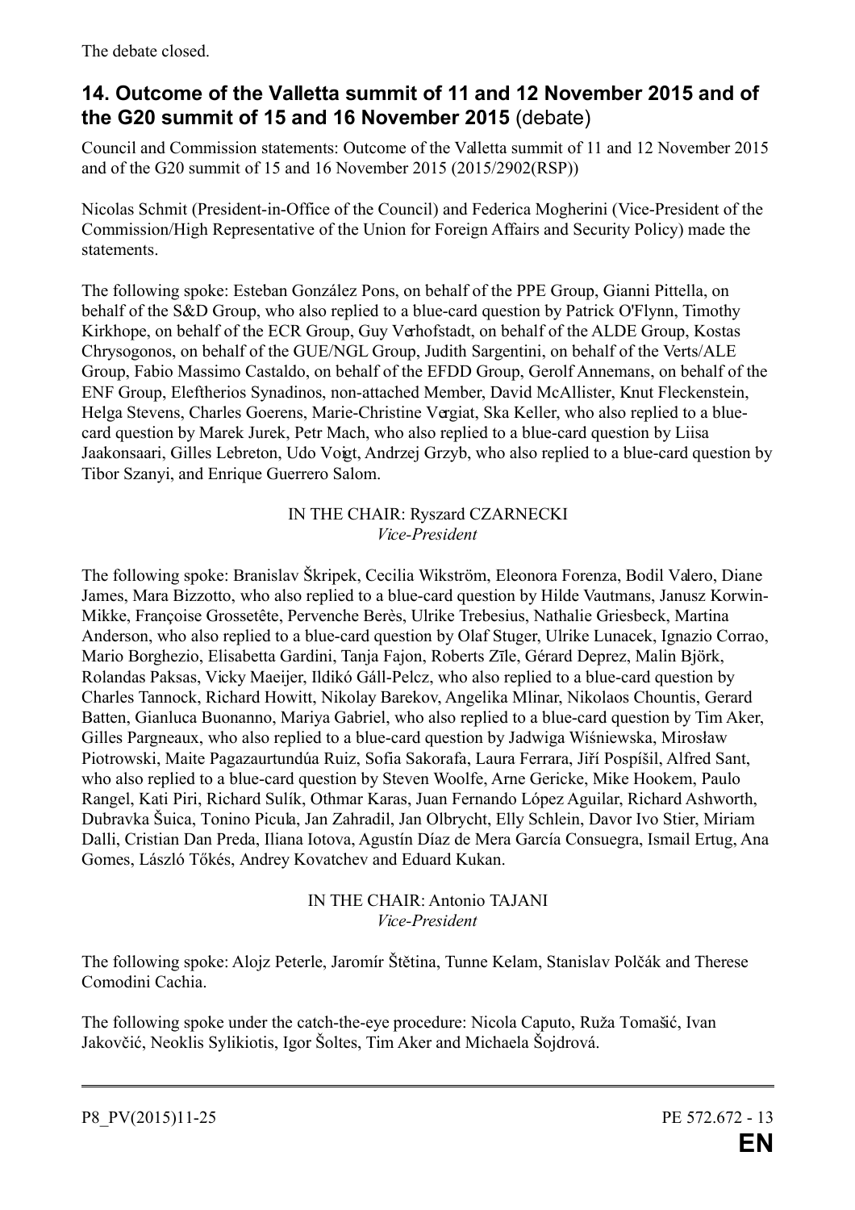The debate closed.

## 14. Outcome of the Valletta summit of 11 and 12 November 2015 and of the G20 summit of 15 and 16 November 2015 (debate)

Council and Commission statements: Outcome of the Valletta summit of 11 and 12 November 2015 and of the G20 summit of 15 and 16 November 2015 (2015/2902(RSP))

Nicolas Schmit (President-in-Office of the Council) and Federica Mogherini (Vice-President of the Commission/High Representative of the Union for Foreign Affairs and Security Policy) made the statements.

The following spoke: Esteban González Pons, on behalf of the PPE Group, Gianni Pittella, on behalf of the S&D Group, who also replied to a blue-card question by Patrick O'Flynn, Timothy Kirkhope, on behalf of the ECR Group, Guy Verhofstadt, on behalf of the ALDE Group, Kostas Chrysogonos, on behalf of the GUE/NGL Group, Judith Sargentini, on behalf of the Verts/ALE Group, Fabio Massimo Castaldo, on behalf of the EFDD Group, Gerolf Annemans, on behalf of the ENF Group, Eleftherios Synadinos, non-attached Member, David McAllister, Knut Fleckenstein, Helga Stevens, Charles Goerens, Marie-Christine Vergiat, Ska Keller, who also replied to a blue-card question by Marek Jurek, Petr Mach, who also replied to a blue-card question by Liisa Jaakonsaari, Gilles Lebreton, Udo Voigt, Andrzej Grzyb, who also replied to a blue-card question by Tibor Szanyi, and Enrique Guerrero Salom.

IN THE CHAIR: Ryszard CZARNECKI
*Vice-President*

The following spoke: Branislav Škripek, Cecilia Wikström, Eleonora Forenza, Bodil Valero, Diane James, Mara Bizzotto, who also replied to a blue-card question by Hilde Vautmans, Janusz Korwin-Mikke, Françoise Grossetête, Pervenche Berès, Ulrike Trebesius, Nathalie Griesbeck, Martina Anderson, who also replied to a blue-card question by Olaf Stuger, Ulrike Lunacek, Ignazio Corrao, Mario Borghezio, Elisabetta Gardini, Tanja Fajon, Roberts Zīle, Gérard Deprez, Malin Björk, Rolandas Paksas, Vicky Maeijer, Ildikó Gáll-Pelcz, who also replied to a blue-card question by Charles Tannock, Richard Howitt, Nikolay Barekov, Angelika Mlinar, Nikolaos Chountis, Gerard Batten, Gianluca Buonanno, Mariya Gabriel, who also replied to a blue-card question by Tim Aker, Gilles Pargneaux, who also replied to a blue-card question by Jadwiga Wiśniewska, Mirosław Piotrowski, Maite Pagazaurtundúa Ruiz, Sofia Sakorafa, Laura Ferrara, Jiří Pospíšil, Alfred Sant, who also replied to a blue-card question by Steven Woolfe, Arne Gericke, Mike Hookem, Paulo Rangel, Kati Piri, Richard Sulík, Othmar Karas, Juan Fernando López Aguilar, Richard Ashworth, Dubravka Šuica, Tonino Picula, Jan Zahradil, Jan Olbrycht, Elly Schlein, Davor Ivo Stier, Miriam Dalli, Cristian Dan Preda, Iliana Iotova, Agustín Díaz de Mera García Consuegra, Ismail Ertug, Ana Gomes, László Tőkés, Andrey Kovatchev and Eduard Kukan.

IN THE CHAIR: Antonio TAJANI
*Vice-President*

The following spoke: Alojz Peterle, Jaromír Štětina, Tunne Kelam, Stanislav Polčák and Therese Comodini Cachia.

The following spoke under the catch-the-eye procedure: Nicola Caputo, Ruža Tomašić, Ivan Jakovčić, Neoklis Sylikiotis, Igor Šoltes, Tim Aker and Michaela Šojdrová.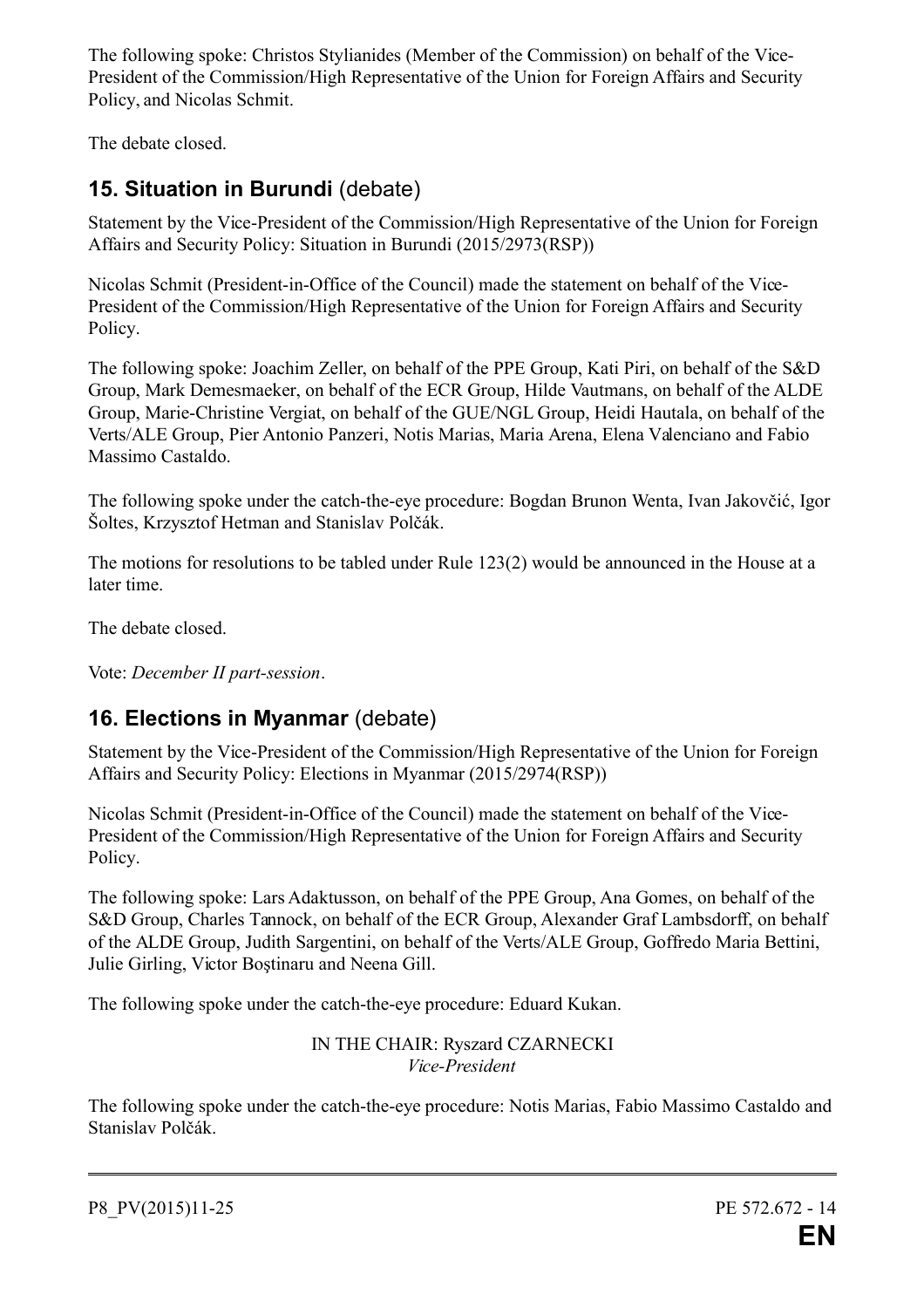The following spoke: Christos Stylianides (Member of the Commission) on behalf of the Vice-President of the Commission/High Representative of the Union for Foreign Affairs and Security Policy, and Nicolas Schmit.

The debate closed.

## 15. Situation in Burundi (debate)

Statement by the Vice-President of the Commission/High Representative of the Union for Foreign Affairs and Security Policy: Situation in Burundi (2015/2973(RSP))

Nicolas Schmit (President-in-Office of the Council) made the statement on behalf of the Vice-President of the Commission/High Representative of the Union for Foreign Affairs and Security Policy.

The following spoke: Joachim Zeller, on behalf of the PPE Group, Kati Piri, on behalf of the S&D Group, Mark Demesmaeker, on behalf of the ECR Group, Hilde Vautmans, on behalf of the ALDE Group, Marie-Christine Vergiat, on behalf of the GUE/NGL Group, Heidi Hautala, on behalf of the Verts/ALE Group, Pier Antonio Panzeri, Notis Marias, Maria Arena, Elena Valenciano and Fabio Massimo Castaldo.

The following spoke under the catch-the-eye procedure: Bogdan Brunon Wenta, Ivan Jakovčić, Igor Šoltes, Krzysztof Hetman and Stanislav Polčák.

The motions for resolutions to be tabled under Rule 123(2) would be announced in the House at a later time.

The debate closed.

Vote: *December II part-session*.

## 16. Elections in Myanmar (debate)

Statement by the Vice-President of the Commission/High Representative of the Union for Foreign Affairs and Security Policy: Elections in Myanmar (2015/2974(RSP))

Nicolas Schmit (President-in-Office of the Council) made the statement on behalf of the Vice-President of the Commission/High Representative of the Union for Foreign Affairs and Security Policy.

The following spoke: Lars Adaktusson, on behalf of the PPE Group, Ana Gomes, on behalf of the S&D Group, Charles Tannock, on behalf of the ECR Group, Alexander Graf Lambsdorff, on behalf of the ALDE Group, Judith Sargentini, on behalf of the Verts/ALE Group, Goffredo Maria Bettini, Julie Girling, Victor Boştinaru and Neena Gill.

The following spoke under the catch-the-eye procedure: Eduard Kukan.

IN THE CHAIR: Ryszard CZARNECKI
*Vice-President*

The following spoke under the catch-the-eye procedure: Notis Marias, Fabio Massimo Castaldo and Stanislav Polčák.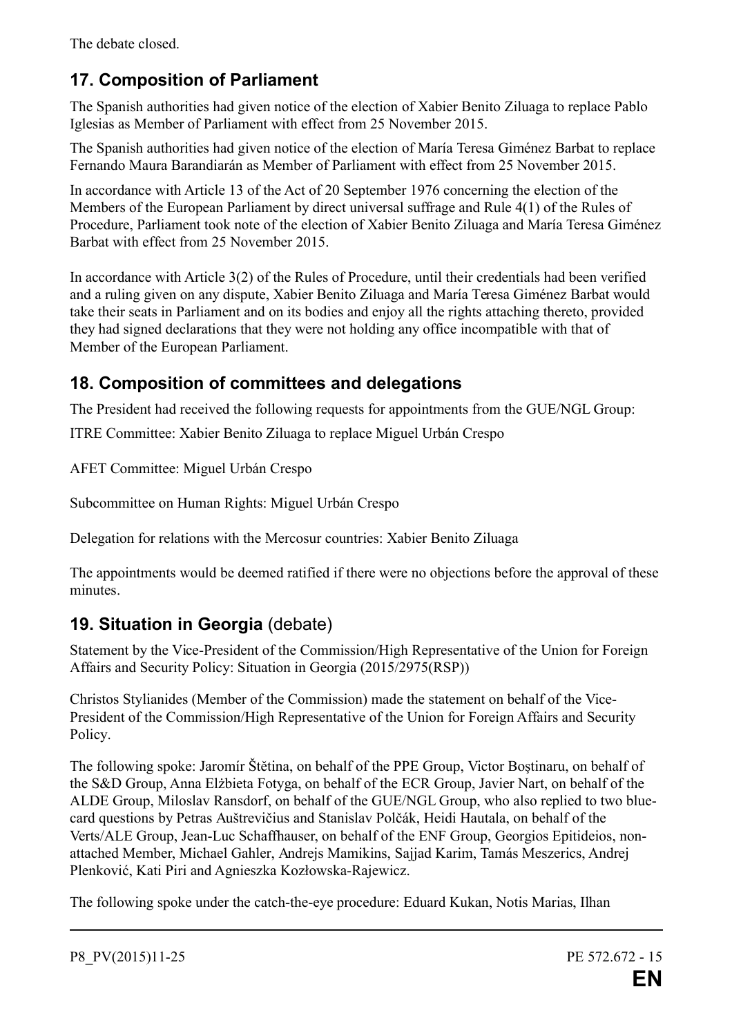The debate closed.

## 17. Composition of Parliament

The Spanish authorities had given notice of the election of Xabier Benito Ziluaga to replace Pablo Iglesias as Member of Parliament with effect from 25 November 2015.

The Spanish authorities had given notice of the election of María Teresa Giménez Barbat to replace Fernando Maura Barandiarán as Member of Parliament with effect from 25 November 2015.

In accordance with Article 13 of the Act of 20 September 1976 concerning the election of the Members of the European Parliament by direct universal suffrage and Rule 4(1) of the Rules of Procedure, Parliament took note of the election of Xabier Benito Ziluaga and María Teresa Giménez Barbat with effect from 25 November 2015.

In accordance with Article 3(2) of the Rules of Procedure, until their credentials had been verified and a ruling given on any dispute, Xabier Benito Ziluaga and María Teresa Giménez Barbat would take their seats in Parliament and on its bodies and enjoy all the rights attaching thereto, provided they had signed declarations that they were not holding any office incompatible with that of Member of the European Parliament.

## 18. Composition of committees and delegations

The President had received the following requests for appointments from the GUE/NGL Group:

ITRE Committee: Xabier Benito Ziluaga to replace Miguel Urbán Crespo

AFET Committee: Miguel Urbán Crespo

Subcommittee on Human Rights: Miguel Urbán Crespo

Delegation for relations with the Mercosur countries: Xabier Benito Ziluaga

The appointments would be deemed ratified if there were no objections before the approval of these minutes.

## 19. Situation in Georgia (debate)

Statement by the Vice-President of the Commission/High Representative of the Union for Foreign Affairs and Security Policy: Situation in Georgia (2015/2975(RSP))

Christos Stylianides (Member of the Commission) made the statement on behalf of the Vice-President of the Commission/High Representative of the Union for Foreign Affairs and Security Policy.

The following spoke: Jaromír Štětina, on behalf of the PPE Group, Victor Boştinaru, on behalf of the S&D Group, Anna Elżbieta Fotyga, on behalf of the ECR Group, Javier Nart, on behalf of the ALDE Group, Miloslav Ransdorf, on behalf of the GUE/NGL Group, who also replied to two blue-card questions by Petras Auštrevičius and Stanislav Polčák, Heidi Hautala, on behalf of the Verts/ALE Group, Jean-Luc Schaffhauser, on behalf of the ENF Group, Georgios Epitideios, non-attached Member, Michael Gahler, Andrejs Mamikins, Sajjad Karim, Tamás Meszerics, Andrej Plenković, Kati Piri and Agnieszka Kozłowska-Rajewicz.

The following spoke under the catch-the-eye procedure: Eduard Kukan, Notis Marias, Ilhan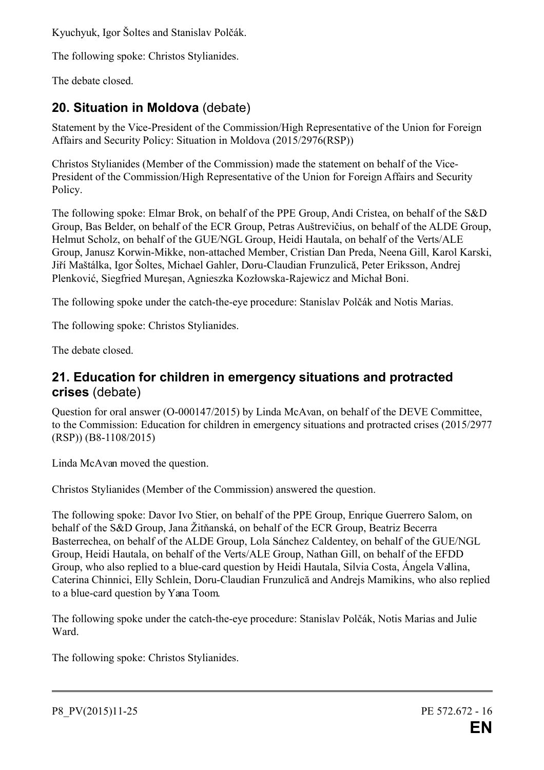Kyuchyuk, Igor Šoltes and Stanislav Polčák.

The following spoke: Christos Stylianides.

The debate closed.

## 20. Situation in Moldova (debate)

Statement by the Vice-President of the Commission/High Representative of the Union for Foreign Affairs and Security Policy: Situation in Moldova (2015/2976(RSP))

Christos Stylianides (Member of the Commission) made the statement on behalf of the Vice-President of the Commission/High Representative of the Union for Foreign Affairs and Security Policy.

The following spoke: Elmar Brok, on behalf of the PPE Group, Andi Cristea, on behalf of the S&D Group, Bas Belder, on behalf of the ECR Group, Petras Auštrevičius, on behalf of the ALDE Group, Helmut Scholz, on behalf of the GUE/NGL Group, Heidi Hautala, on behalf of the Verts/ALE Group, Janusz Korwin-Mikke, non-attached Member, Cristian Dan Preda, Neena Gill, Karol Karski, Jiří Maštálka, Igor Šoltes, Michael Gahler, Doru-Claudian Frunzulică, Peter Eriksson, Andrej Plenković, Siegfried Mureşan, Agnieszka Kozłowska-Rajewicz and Michał Boni.

The following spoke under the catch-the-eye procedure: Stanislav Polčák and Notis Marias.

The following spoke: Christos Stylianides.

The debate closed.

## 21. Education for children in emergency situations and protracted crises (debate)

Question for oral answer (O-000147/2015) by Linda McAvan, on behalf of the DEVE Committee, to the Commission: Education for children in emergency situations and protracted crises (2015/2977 (RSP)) (B8-1108/2015)

Linda McAvan moved the question.

Christos Stylianides (Member of the Commission) answered the question.

The following spoke: Davor Ivo Stier, on behalf of the PPE Group, Enrique Guerrero Salom, on behalf of the S&D Group, Jana Žitňanská, on behalf of the ECR Group, Beatriz Becerra Basterrechea, on behalf of the ALDE Group, Lola Sánchez Caldentey, on behalf of the GUE/NGL Group, Heidi Hautala, on behalf of the Verts/ALE Group, Nathan Gill, on behalf of the EFDD Group, who also replied to a blue-card question by Heidi Hautala, Silvia Costa, Ángela Vallina, Caterina Chinnici, Elly Schlein, Doru-Claudian Frunzulică and Andrejs Mamikins, who also replied to a blue-card question by Yana Toom.

The following spoke under the catch-the-eye procedure: Stanislav Polčák, Notis Marias and Julie Ward.

The following spoke: Christos Stylianides.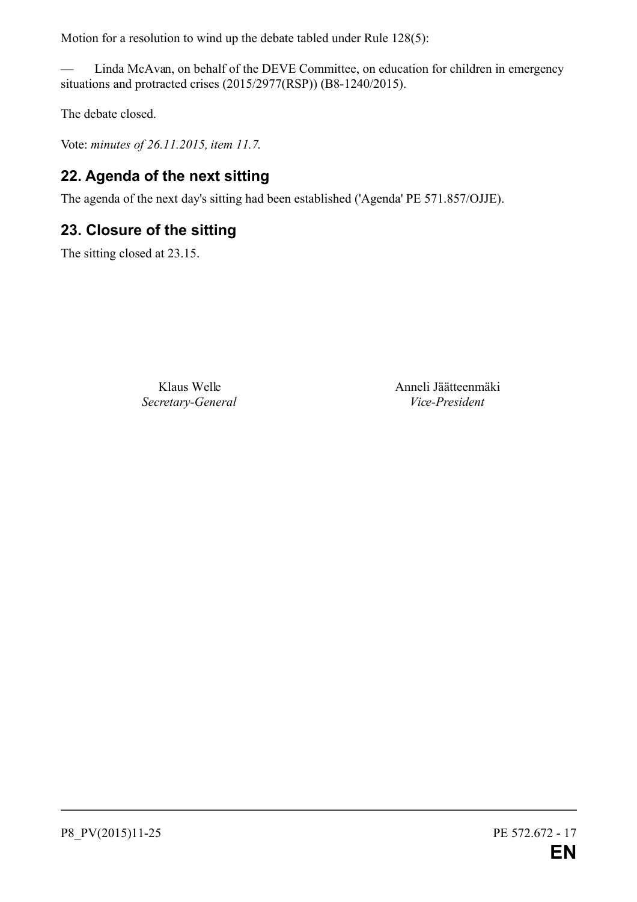Motion for a resolution to wind up the debate tabled under Rule 128(5):

— Linda McAvan, on behalf of the DEVE Committee, on education for children in emergency situations and protracted crises (2015/2977(RSP)) (B8-1240/2015).

The debate closed.

Vote: *minutes of 26.11.2015, item 11.7.*

## 22. Agenda of the next sitting

The agenda of the next day's sitting had been established ('Agenda' PE 571.857/OJJE).

## 23. Closure of the sitting

The sitting closed at 23.15.

| Klaus Welle | Anneli Jäätteenmäki |
|---|---|
| *Secretary-General* | *Vice-President* |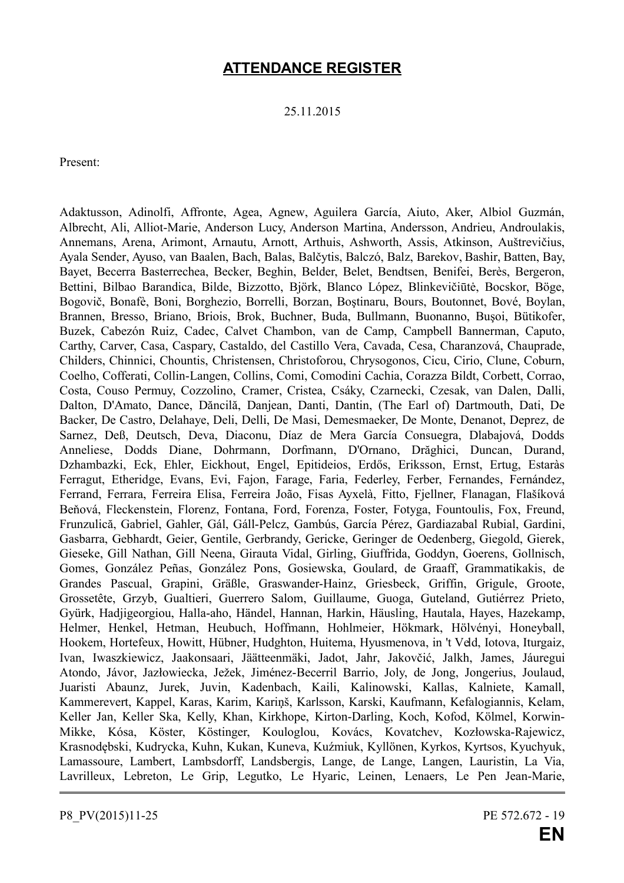# ATTENDANCE REGISTER

25.11.2015

Present:

Adaktusson, Adinolfi, Affronte, Agea, Agnew, Aguilera García, Aiuto, Aker, Albiol Guzmán, Albrecht, Ali, Alliot-Marie, Anderson Lucy, Anderson Martina, Andersson, Andrieu, Androulakis, Annemans, Arena, Arimont, Arnautu, Arnott, Arthuis, Ashworth, Assis, Atkinson, Auštrevičius, Ayala Sender, Ayuso, van Baalen, Bach, Balas, Balčytis, Balczó, Balz, Barekov, Bashir, Batten, Bay, Bayet, Becerra Basterrechea, Becker, Beghin, Belder, Belet, Bendtsen, Benifei, Berès, Bergeron, Bettini, Bilbao Barandica, Bilde, Bizzotto, Björk, Blanco López, Blinkevičiūtė, Bocskor, Böge, Bogovič, Bonafè, Boni, Borghezio, Borrelli, Borzan, Boştinaru, Bours, Boutonnet, Bové, Boylan, Brannen, Bresso, Briano, Briois, Brok, Buchner, Buda, Bullmann, Buonanno, Buşoi, Bütikofer, Buzek, Cabezón Ruiz, Cadec, Calvet Chambon, van de Camp, Campbell Bannerman, Caputo, Carthy, Carver, Casa, Caspary, Castaldo, del Castillo Vera, Cavada, Cesa, Charanzová, Chauprade, Childers, Chinnici, Chountis, Christensen, Christoforou, Chrysogonos, Cicu, Cirio, Clune, Coburn, Coelho, Cofferati, Collin-Langen, Collins, Comi, Comodini Cachia, Corazza Bildt, Corbett, Corrao, Costa, Couso Permuy, Cozzolino, Cramer, Cristea, Csáky, Czarnecki, Czesak, van Dalen, Dalli, Dalton, D'Amato, Dance, Dăncilă, Danjean, Danti, Dantin, (The Earl of) Dartmouth, Dati, De Backer, De Castro, Delahaye, Deli, Delli, De Masi, Demesmaeker, De Monte, Denanot, Deprez, de Sarnez, Deß, Deutsch, Deva, Diaconu, Díaz de Mera García Consuegra, Dlabajová, Dodds Anneliese, Dodds Diane, Dohrmann, Dorfmann, D'Ornano, Drăghici, Duncan, Durand, Dzhambazki, Eck, Ehler, Eickhout, Engel, Epitideios, Erdős, Eriksson, Ernst, Ertug, Estaràs Ferragut, Etheridge, Evans, Evi, Fajon, Farage, Faria, Federley, Ferber, Fernandes, Fernández, Ferrand, Ferrara, Ferreira Elisa, Ferreira João, Fisas Ayxelà, Fitto, Fjellner, Flanagan, Flašíková Beňová, Fleckenstein, Florenz, Fontana, Ford, Forenza, Foster, Fotyga, Fountoulis, Fox, Freund, Frunzulică, Gabriel, Gahler, Gál, Gáll-Pelcz, Gambús, García Pérez, Gardiazabal Rubial, Gardini, Gasbarra, Gebhardt, Geier, Gentile, Gerbrandy, Gericke, Geringer de Oedenberg, Giegold, Gierek, Gieseke, Gill Nathan, Gill Neena, Girauta Vidal, Girling, Giuffrida, Goddyn, Goerens, Gollnisch, Gomes, González Peñas, González Pons, Gosiewska, Goulard, de Graaff, Grammatikakis, de Grandes Pascual, Grapini, Gräßle, Graswander-Hainz, Griesbeck, Griffin, Grigule, Groote, Grossetête, Grzyb, Gualtieri, Guerrero Salom, Guillaume, Guoga, Guteland, Gutiérrez Prieto, Gyürk, Hadjigeorgiou, Halla-aho, Händel, Hannan, Harkin, Häusling, Hautala, Hayes, Hazekamp, Helmer, Henkel, Hetman, Heubuch, Hoffmann, Hohlmeier, Hökmark, Hölvényi, Honeyball, Hookem, Hortefeux, Howitt, Hübner, Hudghton, Huitema, Hyusmenova, in 't Veld, Iotova, Iturgaiz, Ivan, Iwaszkiewicz, Jaakonsaari, Jäätteenmäki, Jadot, Jahr, Jakovčić, Jalkh, James, Jáuregui Atondo, Jávor, Jazłowiecka, Ježek, Jiménez-Becerril Barrio, Joly, de Jong, Jongerius, Joulaud, Juaristi Abaunz, Jurek, Juvin, Kadenbach, Kaili, Kalinowski, Kallas, Kalniete, Kamall, Kammerevert, Kappel, Karas, Karim, Kariņš, Karlsson, Karski, Kaufmann, Kefalogiannis, Kelam, Keller Jan, Keller Ska, Kelly, Khan, Kirkhope, Kirton-Darling, Koch, Kofod, Kölmel, Korwin-Mikke, Kósa, Köster, Köstinger, Kouloglou, Kovács, Kovatchev, Kozłowska-Rajewicz, Krasnodębski, Kudrycka, Kuhn, Kukan, Kuneva, Kuźmiuk, Kyllönen, Kyrkos, Kyrtsos, Kyuchyuk, Lamassoure, Lambert, Lambsdorff, Landsbergis, Lange, de Lange, Langen, Lauristin, La Via, Lavrilleux, Lebreton, Le Grip, Legutko, Le Hyaric, Leinen, Lenaers, Le Pen Jean-Marie,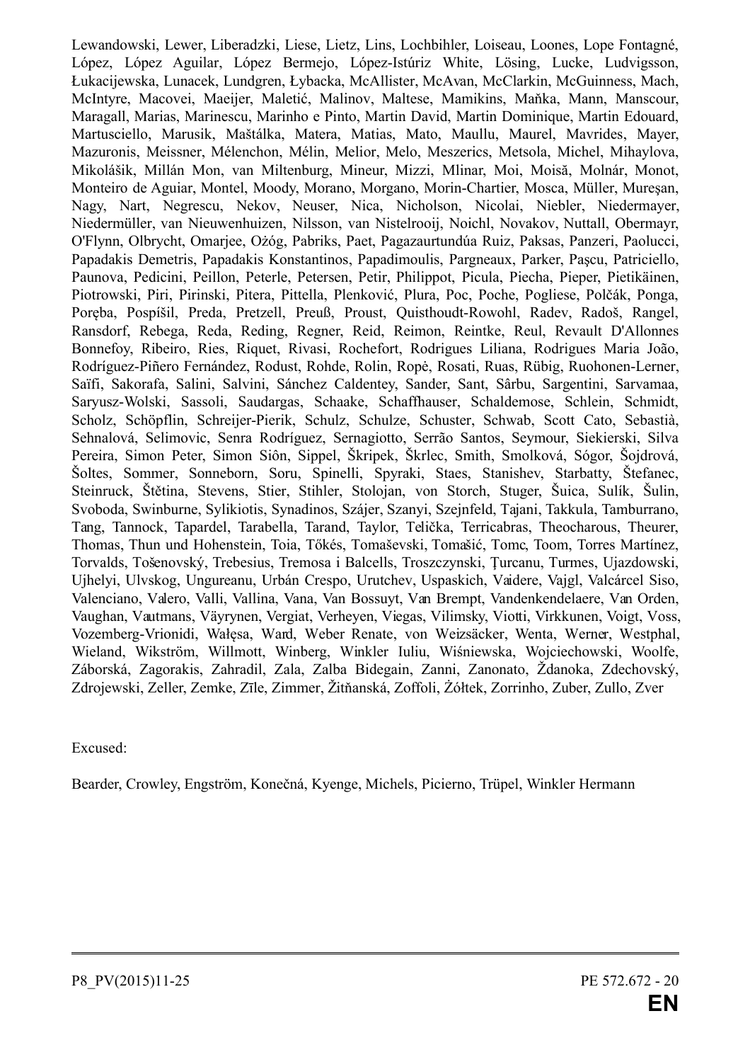Lewandowski, Lewer, Liberadzki, Liese, Lietz, Lins, Lochbihler, Loiseau, Loones, Lope Fontagné, López, López Aguilar, López Bermejo, López-Istúriz White, Lösing, Lucke, Ludvigsson, Łukacijewska, Lunacek, Lundgren, Łybacka, McAllister, McAvan, McClarkin, McGuinness, Mach, McIntyre, Macovei, Maeijer, Maletić, Malinov, Maltese, Mamikins, Maňka, Mann, Manscour, Maragall, Marias, Marinescu, Marinho e Pinto, Martin David, Martin Dominique, Martin Edouard, Martusciello, Marusik, Maštálka, Matera, Matias, Mato, Maullu, Maurel, Mavrides, Mayer, Mazuronis, Meissner, Mélenchon, Mélin, Melior, Melo, Meszerics, Metsola, Michel, Mihaylova, Mikolášik, Millán Mon, van Miltenburg, Mineur, Mizzi, Mlinar, Moi, Moisă, Molnár, Monot, Monteiro de Aguiar, Montel, Moody, Morano, Morgano, Morin-Chartier, Mosca, Müller, Mureşan, Nagy, Nart, Negrescu, Nekov, Neuser, Nica, Nicholson, Nicolai, Niebler, Niedermayer, Niedermüller, van Nieuwenhuizen, Nilsson, van Nistelrooij, Noichl, Novakov, Nuttall, Obermayr, O'Flynn, Olbrycht, Omarjee, Ożóg, Pabriks, Paet, Pagazaurtundúa Ruiz, Paksas, Panzeri, Paolucci, Papadakis Demetris, Papadakis Konstantinos, Papadimoulis, Pargneaux, Parker, Paşcu, Patriciello, Paunova, Pedicini, Peillon, Peterle, Petersen, Petir, Philippot, Picula, Piecha, Pieper, Pietikäinen, Piotrowski, Piri, Pirinski, Pitera, Pittella, Plenković, Plura, Poc, Poche, Pogliese, Polčák, Ponga, Poręba, Pospíšil, Preda, Pretzell, Preuß, Proust, Quisthoudt-Rowohl, Radev, Radoš, Rangel, Ransdorf, Rebega, Reda, Reding, Regner, Reid, Reimon, Reintke, Reul, Revault D'Allonnes Bonnefoy, Ribeiro, Ries, Riquet, Rivasi, Rochefort, Rodrigues Liliana, Rodrigues Maria João, Rodríguez-Piñero Fernández, Rodust, Rohde, Rolin, Ropė, Rosati, Ruas, Rübig, Ruohonen-Lerner, Saïfi, Sakorafa, Salini, Salvini, Sánchez Caldentey, Sander, Sant, Sârbu, Sargentini, Sarvamaa, Saryusz-Wolski, Sassoli, Saudargas, Schaake, Schaffhauser, Schaldemose, Schlein, Schmidt, Scholz, Schöpflin, Schreijer-Pierik, Schulz, Schulze, Schuster, Schwab, Scott Cato, Sebastià, Sehnalová, Selimovic, Senra Rodríguez, Sernagiotto, Serrão Santos, Seymour, Siekierski, Silva Pereira, Simon Peter, Simon Siôn, Sippel, Škripek, Škrlec, Smith, Smolková, Sógor, Šojdrová, Šoltes, Sommer, Sonneborn, Soru, Spinelli, Spyraki, Staes, Stanishev, Starbatty, Štefanec, Steinruck, Štětina, Stevens, Stier, Stihler, Stolojan, von Storch, Stuger, Šuica, Sulík, Šulin, Svoboda, Swinburne, Sylikiotis, Synadinos, Szájer, Szanyi, Szejnfeld, Tajani, Takkula, Tamburrano, Tang, Tannock, Tapardel, Tarabella, Tarand, Taylor, Telička, Terricabras, Theocharous, Theurer, Thomas, Thun und Hohenstein, Toia, Tőkés, Tomaševski, Tomašić, Tomc, Toom, Torres Martínez, Torvalds, Tošenovský, Trebesius, Tremosa i Balcells, Troszczynski, Ţurcanu, Turmes, Ujazdowski, Ujhelyi, Ulvskog, Ungureanu, Urbán Crespo, Urutchev, Uspaskich, Vaidere, Vajgl, Valcárcel Siso, Valenciano, Valero, Valli, Vallina, Vana, Van Bossuyt, Van Brempt, Vandenkendelaere, Van Orden, Vaughan, Vautmans, Väyrynen, Vergiat, Verheyen, Viegas, Vilimsky, Viotti, Virkkunen, Voigt, Voss, Vozemberg-Vrionidi, Wałęsa, Ward, Weber Renate, von Weizsäcker, Wenta, Werner, Westphal, Wieland, Wikström, Willmott, Winberg, Winkler Iuliu, Wiśniewska, Wojciechowski, Woolfe, Záborská, Zagorakis, Zahradil, Zala, Zalba Bidegain, Zanni, Zanonato, Ždanoka, Zdechovský, Zdrojewski, Zeller, Zemke, Zīle, Zimmer, Žitňanská, Zoffoli, Żółtek, Zorrinho, Zuber, Zullo, Zver

Excused:

Bearder, Crowley, Engström, Konečná, Kyenge, Michels, Picierno, Trüpel, Winkler Hermann